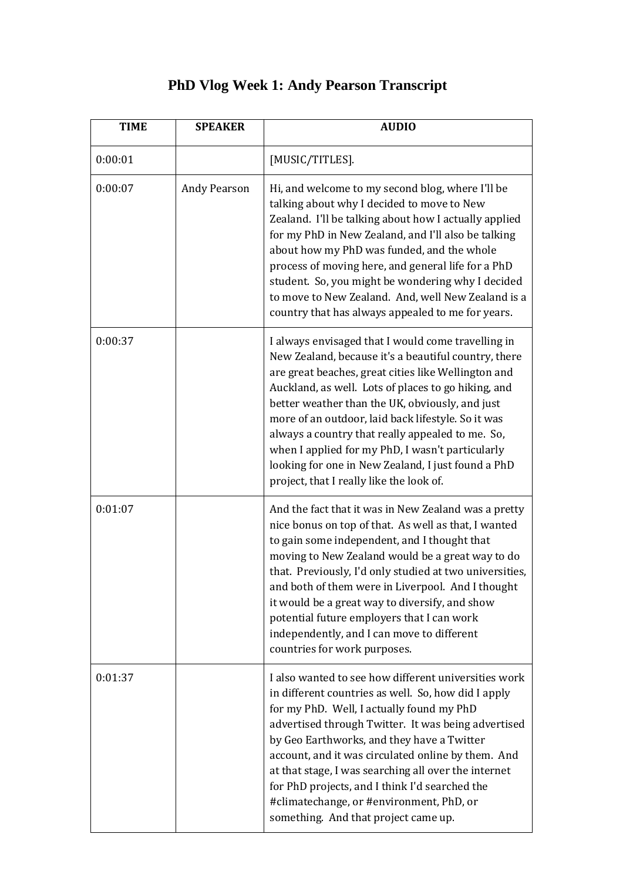# PhD Vlog Week 1: Andy Pearson Transcript

| TIME | SPEAKER | AUDIO |
|---|---|---|
| 0:00:01 | | [MUSIC/TITLES]. |
| 0:00:07 | Andy Pearson | Hi, and welcome to my second blog, where I'll be talking about why I decided to move to New Zealand. I'll be talking about how I actually applied for my PhD in New Zealand, and I'll also be talking about how my PhD was funded, and the whole process of moving here, and general life for a PhD student. So, you might be wondering why I decided to move to New Zealand. And, well New Zealand is a country that has always appealed to me for years. |
| 0:00:37 | | I always envisaged that I would come travelling in New Zealand, because it's a beautiful country, there are great beaches, great cities like Wellington and Auckland, as well. Lots of places to go hiking, and better weather than the UK, obviously, and just more of an outdoor, laid back lifestyle. So it was always a country that really appealed to me. So, when I applied for my PhD, I wasn't particularly looking for one in New Zealand, I just found a PhD project, that I really like the look of. |
| 0:01:07 | | And the fact that it was in New Zealand was a pretty nice bonus on top of that. As well as that, I wanted to gain some independent, and I thought that moving to New Zealand would be a great way to do that. Previously, I'd only studied at two universities, and both of them were in Liverpool. And I thought it would be a great way to diversify, and show potential future employers that I can work independently, and I can move to different countries for work purposes. |
| 0:01:37 | | I also wanted to see how different universities work in different countries as well. So, how did I apply for my PhD. Well, I actually found my PhD advertised through Twitter. It was being advertised by Geo Earthworks, and they have a Twitter account, and it was circulated online by them. And at that stage, I was searching all over the internet for PhD projects, and I think I'd searched the #climatechange, or #environment, PhD, or something. And that project came up. |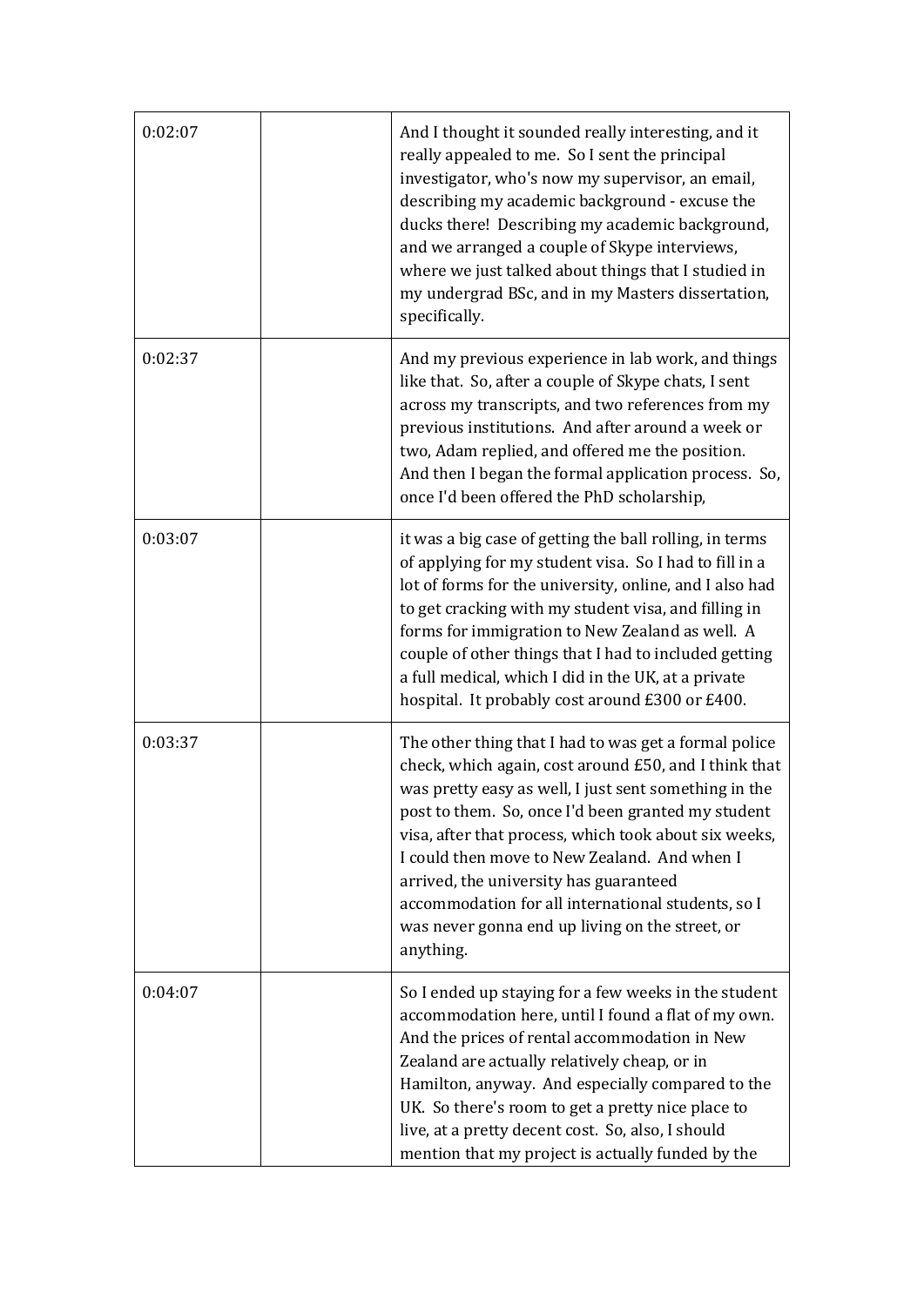| | | |
|---|---|---|
| 0:02:07 | | And I thought it sounded really interesting, and it really appealed to me. So I sent the principal investigator, who's now my supervisor, an email, describing my academic background - excuse the ducks there! Describing my academic background, and we arranged a couple of Skype interviews, where we just talked about things that I studied in my undergrad BSc, and in my Masters dissertation, specifically. |
| 0:02:37 | | And my previous experience in lab work, and things like that. So, after a couple of Skype chats, I sent across my transcripts, and two references from my previous institutions. And after around a week or two, Adam replied, and offered me the position. And then I began the formal application process. So, once I'd been offered the PhD scholarship, |
| 0:03:07 | | it was a big case of getting the ball rolling, in terms of applying for my student visa. So I had to fill in a lot of forms for the university, online, and I also had to get cracking with my student visa, and filling in forms for immigration to New Zealand as well. A couple of other things that I had to included getting a full medical, which I did in the UK, at a private hospital. It probably cost around £300 or £400. |
| 0:03:37 | | The other thing that I had to was get a formal police check, which again, cost around £50, and I think that was pretty easy as well, I just sent something in the post to them. So, once I'd been granted my student visa, after that process, which took about six weeks, I could then move to New Zealand. And when I arrived, the university has guaranteed accommodation for all international students, so I was never gonna end up living on the street, or anything. |
| 0:04:07 | | So I ended up staying for a few weeks in the student accommodation here, until I found a flat of my own. And the prices of rental accommodation in New Zealand are actually relatively cheap, or in Hamilton, anyway. And especially compared to the UK. So there's room to get a pretty nice place to live, at a pretty decent cost. So, also, I should mention that my project is actually funded by the |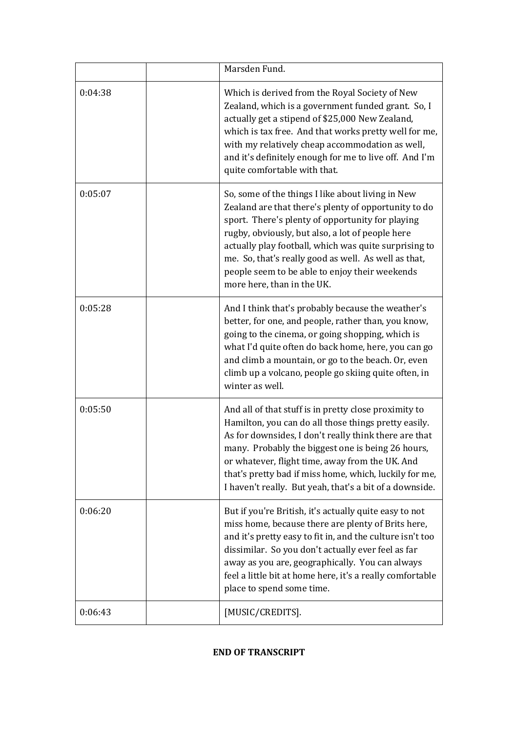| | | |
|---|---|---|
| | | Marsden Fund. |
| 0:04:38 | | Which is derived from the Royal Society of New Zealand, which is a government funded grant. So, I actually get a stipend of $25,000 New Zealand, which is tax free. And that works pretty well for me, with my relatively cheap accommodation as well, and it's definitely enough for me to live off. And I'm quite comfortable with that. |
| 0:05:07 | | So, some of the things I like about living in New Zealand are that there's plenty of opportunity to do sport. There's plenty of opportunity for playing rugby, obviously, but also, a lot of people here actually play football, which was quite surprising to me. So, that's really good as well. As well as that, people seem to be able to enjoy their weekends more here, than in the UK. |
| 0:05:28 | | And I think that's probably because the weather's better, for one, and people, rather than, you know, going to the cinema, or going shopping, which is what I'd quite often do back home, here, you can go and climb a mountain, or go to the beach. Or, even climb up a volcano, people go skiing quite often, in winter as well. |
| 0:05:50 | | And all of that stuff is in pretty close proximity to Hamilton, you can do all those things pretty easily. As for downsides, I don't really think there are that many. Probably the biggest one is being 26 hours, or whatever, flight time, away from the UK. And that's pretty bad if miss home, which, luckily for me, I haven't really. But yeah, that's a bit of a downside. |
| 0:06:20 | | But if you're British, it's actually quite easy to not miss home, because there are plenty of Brits here, and it's pretty easy to fit in, and the culture isn't too dissimilar. So you don't actually ever feel as far away as you are, geographically. You can always feel a little bit at home here, it's a really comfortable place to spend some time. |
| 0:06:43 | | [MUSIC/CREDITS]. |

**END OF TRANSCRIPT**